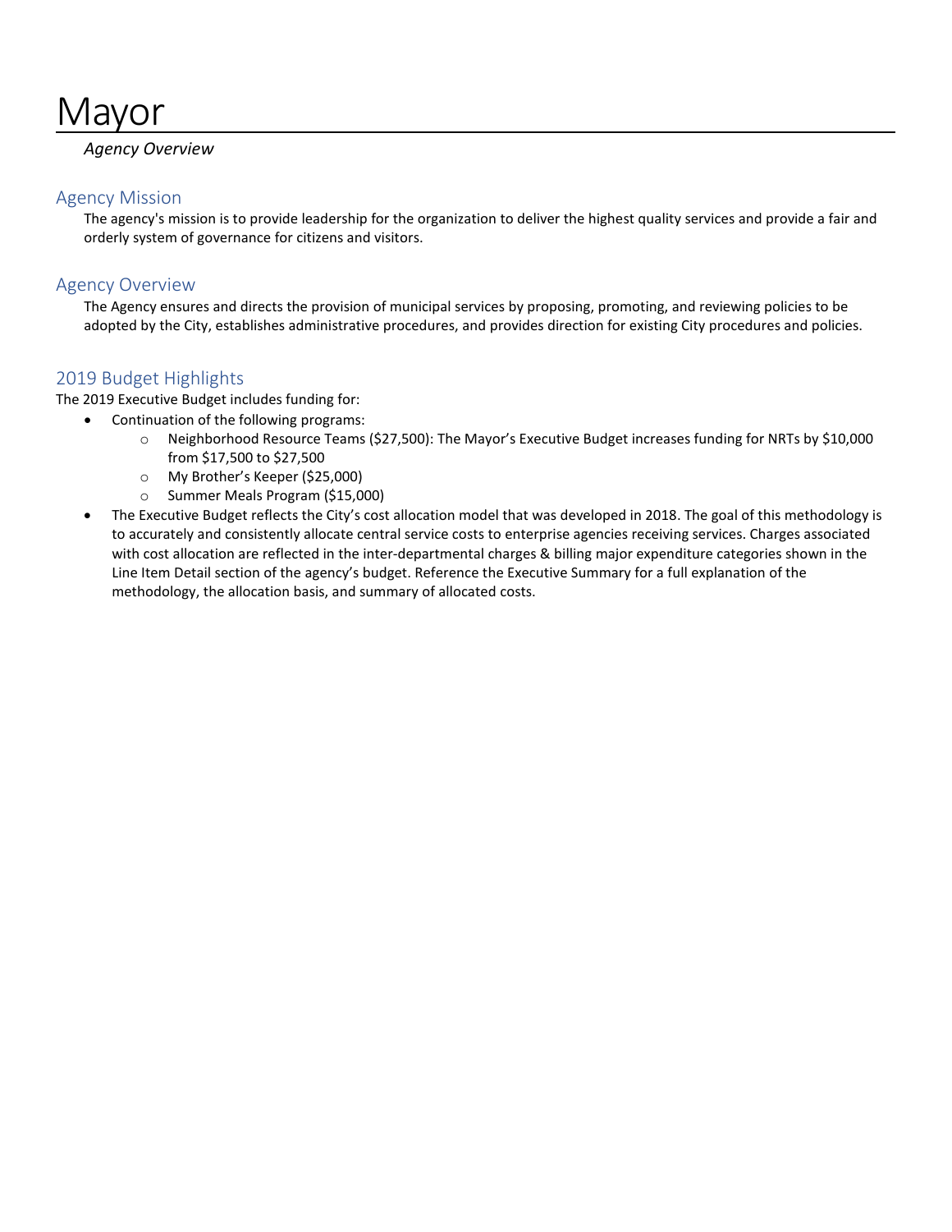# Mayor

*Agency Overview*

## Agency Mission

The agency's mission is to provide leadership for the organization to deliver the highest quality services and provide a fair and orderly system of governance for citizens and visitors.

## Agency Overview

The Agency ensures and directs the provision of municipal services by proposing, promoting, and reviewing policies to be adopted by the City, establishes administrative procedures, and provides direction for existing City procedures and policies.

## 2019 Budget Highlights

The 2019 Executive Budget includes funding for:

- Continuation of the following programs:
  - Neighborhood Resource Teams ($27,500): The Mayor's Executive Budget increases funding for NRTs by $10,000 from $17,500 to $27,500
  - My Brother's Keeper ($25,000)
  - Summer Meals Program ($15,000)
- The Executive Budget reflects the City's cost allocation model that was developed in 2018. The goal of this methodology is to accurately and consistently allocate central service costs to enterprise agencies receiving services. Charges associated with cost allocation are reflected in the inter-departmental charges & billing major expenditure categories shown in the Line Item Detail section of the agency's budget. Reference the Executive Summary for a full explanation of the methodology, the allocation basis, and summary of allocated costs.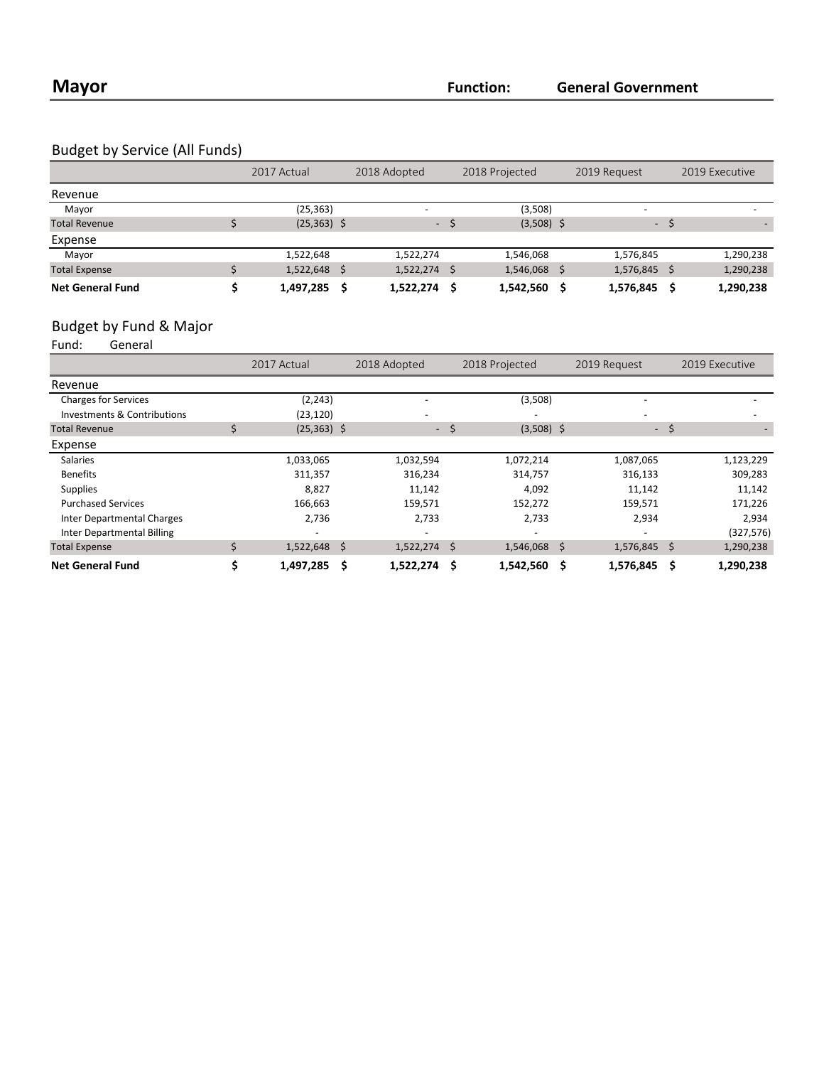# Mayor

**Function:** **General Government**

## Budget by Service (All Funds)

| | 2017 Actual | 2018 Adopted | 2018 Projected | 2019 Request | 2019 Executive |
|---|---|---|---|---|---|
| **Revenue** | | | | | |
| Mayor | (25,363) | - | (3,508) | - | - |
| Total Revenue | $ (25,363) | $ - | $ (3,508) | $ - | $ - |
| **Expense** | | | | | |
| Mayor | 1,522,648 | 1,522,274 | 1,546,068 | 1,576,845 | 1,290,238 |
| Total Expense | $ 1,522,648 | $ 1,522,274 | $ 1,546,068 | $ 1,576,845 | $ 1,290,238 |
| **Net General Fund** | **$ 1,497,285** | **$ 1,522,274** | **$ 1,542,560** | **$ 1,576,845** | **$ 1,290,238** |

## Budget by Fund & Major

Fund: General

| | 2017 Actual | 2018 Adopted | 2018 Projected | 2019 Request | 2019 Executive |
|---|---|---|---|---|---|
| **Revenue** | | | | | |
| Charges for Services | (2,243) | - | (3,508) | - | - |
| Investments & Contributions | (23,120) | - | - | - | - |
| Total Revenue | $ (25,363) | $ - | $ (3,508) | $ - | $ - |
| **Expense** | | | | | |
| Salaries | 1,033,065 | 1,032,594 | 1,072,214 | 1,087,065 | 1,123,229 |
| Benefits | 311,357 | 316,234 | 314,757 | 316,133 | 309,283 |
| Supplies | 8,827 | 11,142 | 4,092 | 11,142 | 11,142 |
| Purchased Services | 166,663 | 159,571 | 152,272 | 159,571 | 171,226 |
| Inter Departmental Charges | 2,736 | 2,733 | 2,733 | 2,934 | 2,934 |
| Inter Departmental Billing | - | - | - | - | (327,576) |
| Total Expense | $ 1,522,648 | $ 1,522,274 | $ 1,546,068 | $ 1,576,845 | $ 1,290,238 |
| **Net General Fund** | **$ 1,497,285** | **$ 1,522,274** | **$ 1,542,560** | **$ 1,576,845** | **$ 1,290,238** |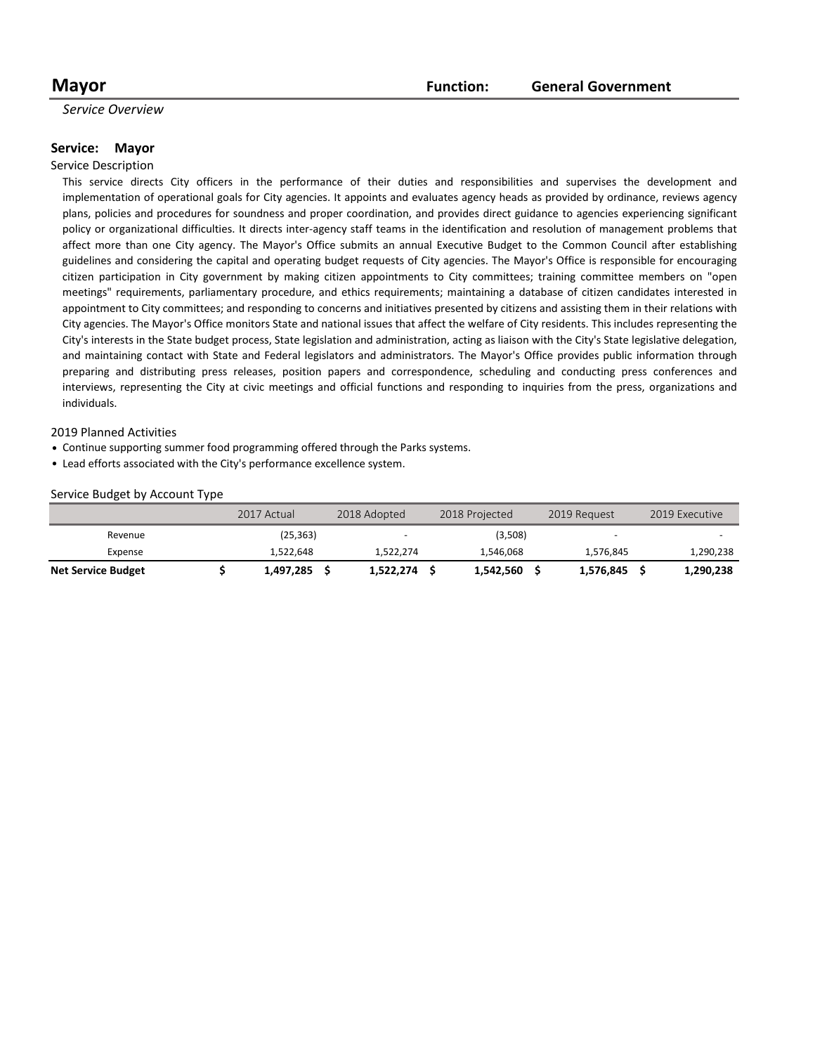# Mayor

**Function: General Government**

*Service Overview*

## Service: Mayor

Service Description

This service directs City officers in the performance of their duties and responsibilities and supervises the development and implementation of operational goals for City agencies. It appoints and evaluates agency heads as provided by ordinance, reviews agency plans, policies and procedures for soundness and proper coordination, and provides direct guidance to agencies experiencing significant policy or organizational difficulties. It directs inter-agency staff teams in the identification and resolution of management problems that affect more than one City agency. The Mayor's Office submits an annual Executive Budget to the Common Council after establishing guidelines and considering the capital and operating budget requests of City agencies. The Mayor's Office is responsible for encouraging citizen participation in City government by making citizen appointments to City committees; training committee members on "open meetings" requirements, parliamentary procedure, and ethics requirements; maintaining a database of citizen candidates interested in appointment to City committees; and responding to concerns and initiatives presented by citizens and assisting them in their relations with City agencies. The Mayor's Office monitors State and national issues that affect the welfare of City residents. This includes representing the City's interests in the State budget process, State legislation and administration, acting as liaison with the City's State legislative delegation, and maintaining contact with State and Federal legislators and administrators. The Mayor's Office provides public information through preparing and distributing press releases, position papers and correspondence, scheduling and conducting press conferences and interviews, representing the City at civic meetings and official functions and responding to inquiries from the press, organizations and individuals.

2019 Planned Activities

- Continue supporting summer food programming offered through the Parks systems.
- Lead efforts associated with the City's performance excellence system.

Service Budget by Account Type

| | 2017 Actual | 2018 Adopted | 2018 Projected | 2019 Request | 2019 Executive |
|---|---|---|---|---|---|
| Revenue | (25,363) | - | (3,508) | - | - |
| Expense | 1,522,648 | 1,522,274 | 1,546,068 | 1,576,845 | 1,290,238 |
| **Net Service Budget** | **$ 1,497,285** | **$ 1,522,274** | **$ 1,542,560** | **$ 1,576,845** | **$ 1,290,238** |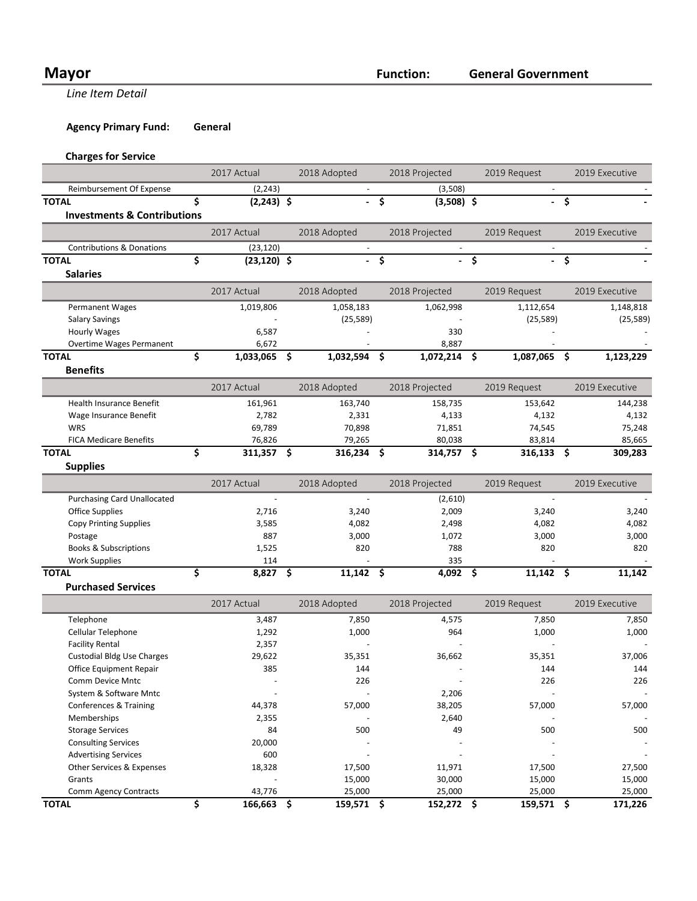# Mayor

**Function:** **General Government**

*Line Item Detail*

**Agency Primary Fund:** **General**

### Charges for Service

| | 2017 Actual | 2018 Adopted | 2018 Projected | 2019 Request | 2019 Executive |
|---|---|---|---|---|---|
| Reimbursement Of Expense | (2,243) | - | (3,508) | - | - |
| **TOTAL** | **$ (2,243)** | **$ -** | **$ (3,508)** | **$ -** | **$ -** |

### Investments & Contributions

| | 2017 Actual | 2018 Adopted | 2018 Projected | 2019 Request | 2019 Executive |
|---|---|---|---|---|---|
| Contributions & Donations | (23,120) | - | - | - | - |
| **TOTAL** | **$ (23,120)** | **$ -** | **$ -** | **$ -** | **$ -** |

### Salaries

| | 2017 Actual | 2018 Adopted | 2018 Projected | 2019 Request | 2019 Executive |
|---|---|---|---|---|---|
| Permanent Wages | 1,019,806 | 1,058,183 | 1,062,998 | 1,112,654 | 1,148,818 |
| Salary Savings | - | (25,589) | - | (25,589) | (25,589) |
| Hourly Wages | 6,587 | - | 330 | - | - |
| Overtime Wages Permanent | 6,672 | - | 8,887 | - | - |
| **TOTAL** | **$ 1,033,065** | **$ 1,032,594** | **$ 1,072,214** | **$ 1,087,065** | **$ 1,123,229** |

### Benefits

| | 2017 Actual | 2018 Adopted | 2018 Projected | 2019 Request | 2019 Executive |
|---|---|---|---|---|---|
| Health Insurance Benefit | 161,961 | 163,740 | 158,735 | 153,642 | 144,238 |
| Wage Insurance Benefit | 2,782 | 2,331 | 4,133 | 4,132 | 4,132 |
| WRS | 69,789 | 70,898 | 71,851 | 74,545 | 75,248 |
| FICA Medicare Benefits | 76,826 | 79,265 | 80,038 | 83,814 | 85,665 |
| **TOTAL** | **$ 311,357** | **$ 316,234** | **$ 314,757** | **$ 316,133** | **$ 309,283** |

### Supplies

| | 2017 Actual | 2018 Adopted | 2018 Projected | 2019 Request | 2019 Executive |
|---|---|---|---|---|---|
| Purchasing Card Unallocated | - | - | (2,610) | - | - |
| Office Supplies | 2,716 | 3,240 | 2,009 | 3,240 | 3,240 |
| Copy Printing Supplies | 3,585 | 4,082 | 2,498 | 4,082 | 4,082 |
| Postage | 887 | 3,000 | 1,072 | 3,000 | 3,000 |
| Books & Subscriptions | 1,525 | 820 | 788 | 820 | 820 |
| Work Supplies | 114 | - | 335 | - | - |
| **TOTAL** | **$ 8,827** | **$ 11,142** | **$ 4,092** | **$ 11,142** | **$ 11,142** |

### Purchased Services

| | 2017 Actual | 2018 Adopted | 2018 Projected | 2019 Request | 2019 Executive |
|---|---|---|---|---|---|
| Telephone | 3,487 | 7,850 | 4,575 | 7,850 | 7,850 |
| Cellular Telephone | 1,292 | 1,000 | 964 | 1,000 | 1,000 |
| Facility Rental | 2,357 | - | - | - | - |
| Custodial Bldg Use Charges | 29,622 | 35,351 | 36,662 | 35,351 | 37,006 |
| Office Equipment Repair | 385 | 144 | - | 144 | 144 |
| Comm Device Mntc | - | 226 | - | 226 | 226 |
| System & Software Mntc | - | - | 2,206 | - | - |
| Conferences & Training | 44,378 | 57,000 | 38,205 | 57,000 | 57,000 |
| Memberships | 2,355 | - | 2,640 | - | - |
| Storage Services | 84 | 500 | 49 | 500 | 500 |
| Consulting Services | 20,000 | - | - | - | - |
| Advertising Services | 600 | - | - | - | - |
| Other Services & Expenses | 18,328 | 17,500 | 11,971 | 17,500 | 27,500 |
| Grants | - | 15,000 | 30,000 | 15,000 | 15,000 |
| Comm Agency Contracts | 43,776 | 25,000 | 25,000 | 25,000 | 25,000 |
| **TOTAL** | **$ 166,663** | **$ 159,571** | **$ 152,272** | **$ 159,571** | **$ 171,226** |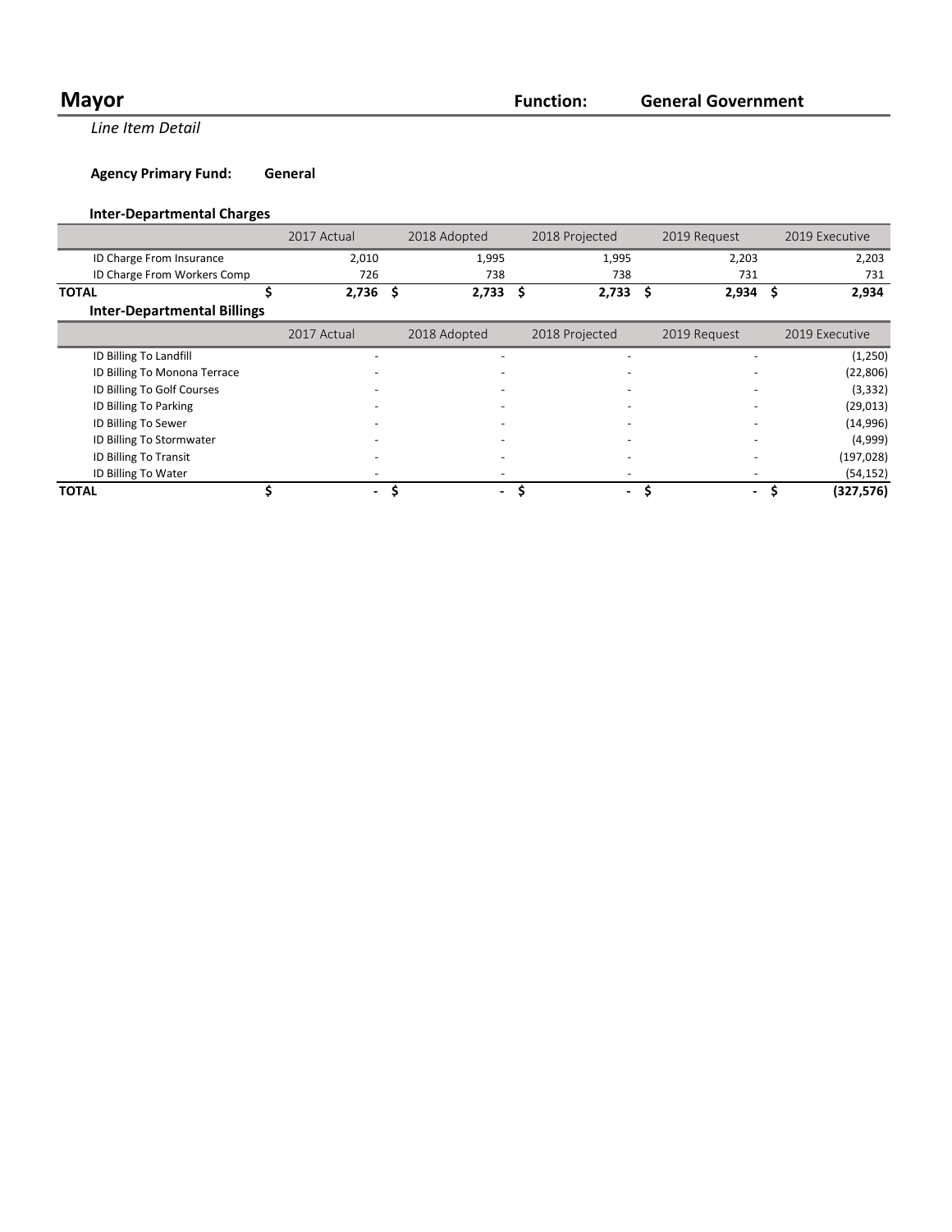# Mayor

**Function:** **General Government**

*Line Item Detail*

**Agency Primary Fund:** **General**

### Inter-Departmental Charges

| | 2017 Actual | 2018 Adopted | 2018 Projected | 2019 Request | 2019 Executive |
|---|---|---|---|---|---|
| ID Charge From Insurance | 2,010 | 1,995 | 1,995 | 2,203 | 2,203 |
| ID Charge From Workers Comp | 726 | 738 | 738 | 731 | 731 |
| **TOTAL** | **$ 2,736** | **$ 2,733** | **$ 2,733** | **$ 2,934** | **$ 2,934** |

### Inter-Departmental Billings

| | 2017 Actual | 2018 Adopted | 2018 Projected | 2019 Request | 2019 Executive |
|---|---|---|---|---|---|
| ID Billing To Landfill | - | - | - | - | (1,250) |
| ID Billing To Monona Terrace | - | - | - | - | (22,806) |
| ID Billing To Golf Courses | - | - | - | - | (3,332) |
| ID Billing To Parking | - | - | - | - | (29,013) |
| ID Billing To Sewer | - | - | - | - | (14,996) |
| ID Billing To Stormwater | - | - | - | - | (4,999) |
| ID Billing To Transit | - | - | - | - | (197,028) |
| ID Billing To Water | - | - | - | - | (54,152) |
| **TOTAL** | **$ -** | **$ -** | **$ -** | **$ -** | **$ (327,576)** |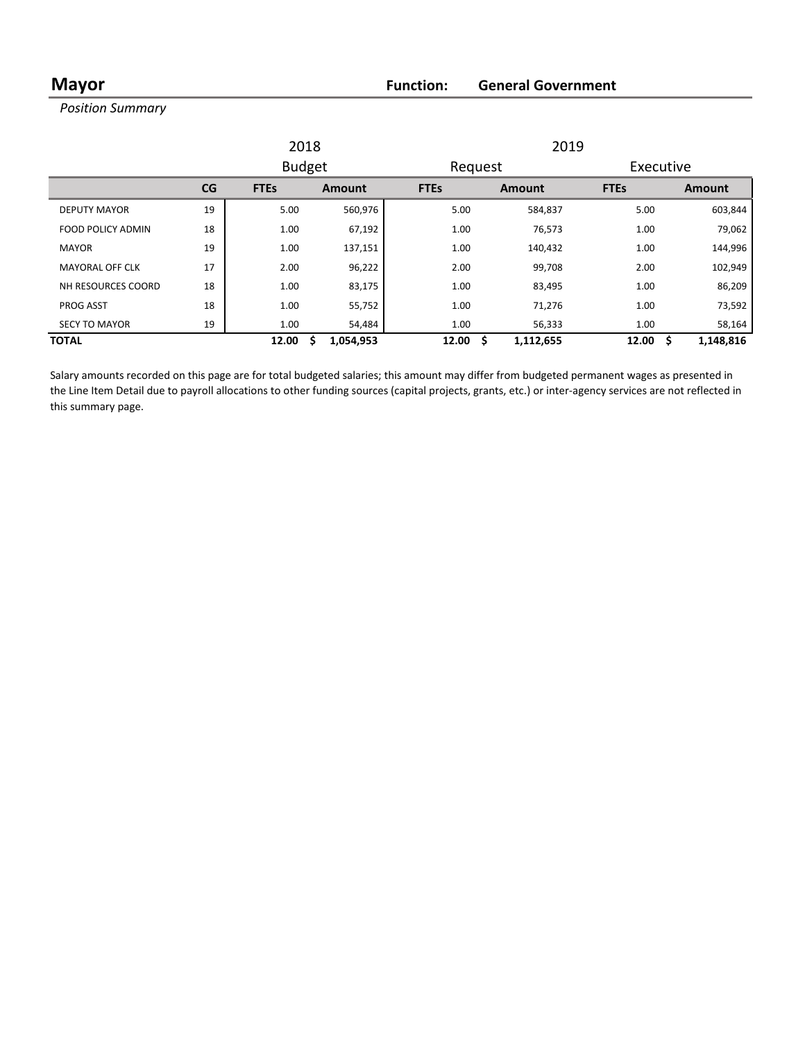# Mayor

**Function: General Government**

*Position Summary*

| | | 2018 | | 2019 | | | |
|---|---|---|---|---|---|---|---|
| | | Budget | | Request | | Executive | |
| | **CG** | **FTEs** | **Amount** | **FTEs** | **Amount** | **FTEs** | **Amount** |
| DEPUTY MAYOR | 19 | 5.00 | 560,976 | 5.00 | 584,837 | 5.00 | 603,844 |
| FOOD POLICY ADMIN | 18 | 1.00 | 67,192 | 1.00 | 76,573 | 1.00 | 79,062 |
| MAYOR | 19 | 1.00 | 137,151 | 1.00 | 140,432 | 1.00 | 144,996 |
| MAYORAL OFF CLK | 17 | 2.00 | 96,222 | 2.00 | 99,708 | 2.00 | 102,949 |
| NH RESOURCES COORD | 18 | 1.00 | 83,175 | 1.00 | 83,495 | 1.00 | 86,209 |
| PROG ASST | 18 | 1.00 | 55,752 | 1.00 | 71,276 | 1.00 | 73,592 |
| SECY TO MAYOR | 19 | 1.00 | 54,484 | 1.00 | 56,333 | 1.00 | 58,164 |
| **TOTAL** | | **12.00** | **$ 1,054,953** | **12.00** | **$ 1,112,655** | **12.00** | **$ 1,148,816** |

Salary amounts recorded on this page are for total budgeted salaries; this amount may differ from budgeted permanent wages as presented in the Line Item Detail due to payroll allocations to other funding sources (capital projects, grants, etc.) or inter-agency services are not reflected in this summary page.